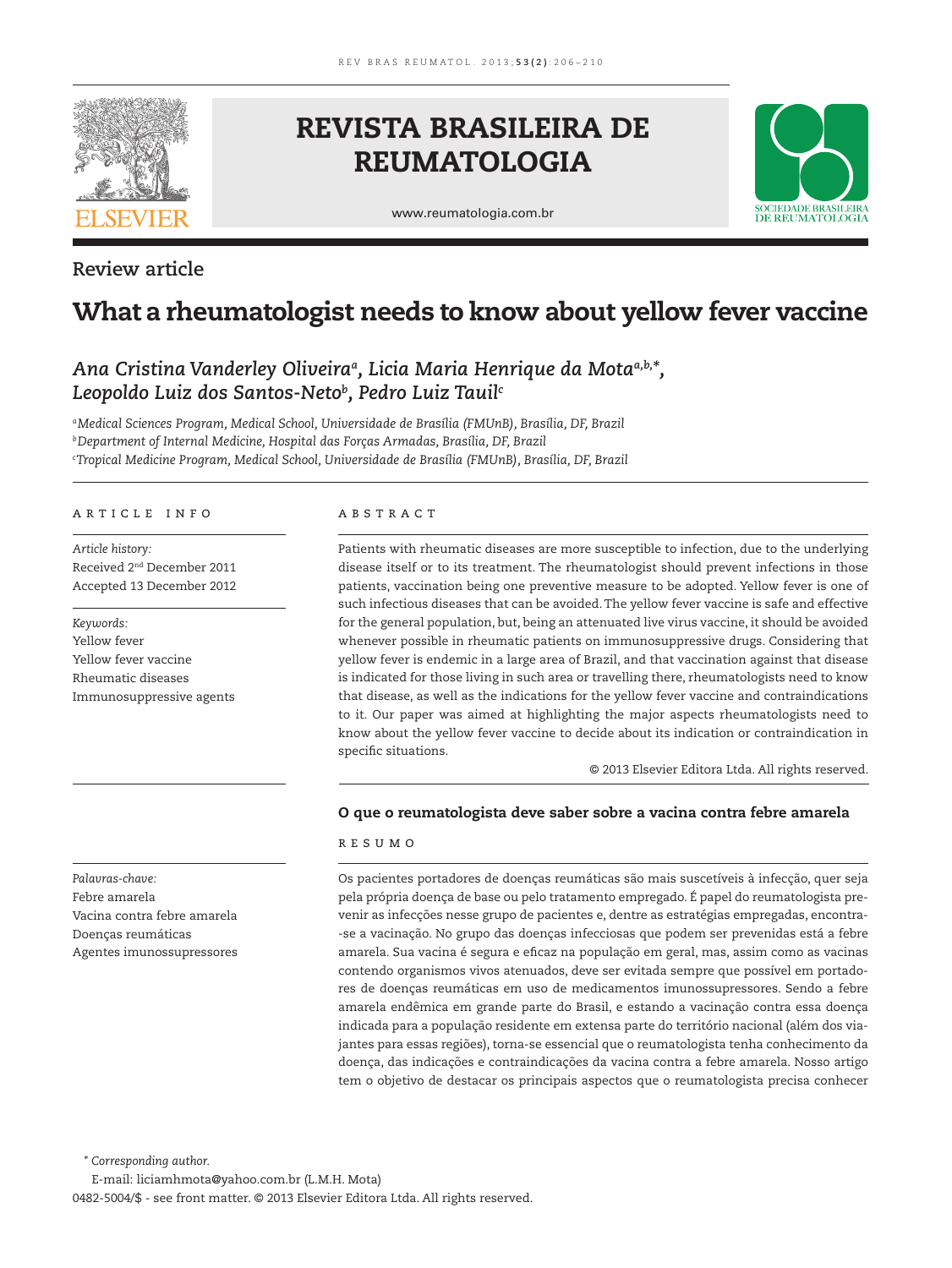REVISTA BRASILEIRA DE REUMATOLOGIA

www.reumatologia.com.br

Review article

# What a rheumatologist needs to know about yellow fever vaccine

*Ana Cristina Vanderley Oliveira[a], Licia Maria Henrique da Mota[a,b,*], Leopoldo Luiz dos Santos-Neto[b], Pedro Luiz Tauil[c]*

[a]*Medical Sciences Program, Medical School, Universidade de Brasília (FMUnB), Brasília, DF, Brazil*
[b]*Department of Internal Medicine, Hospital das Forças Armadas, Brasília, DF, Brazil*
[c]*Tropical Medicine Program, Medical School, Universidade de Brasília (FMUnB), Brasília, DF, Brazil*

ARTICLE INFO

*Article history:*
Received 2nd December 2011
Accepted 13 December 2012

*Keywords:*
Yellow fever
Yellow fever vaccine
Rheumatic diseases
Immunosuppressive agents

ABSTRACT

Patients with rheumatic diseases are more susceptible to infection, due to the underlying disease itself or to its treatment. The rheumatologist should prevent infections in those patients, vaccination being one preventive measure to be adopted. Yellow fever is one of such infectious diseases that can be avoided. The yellow fever vaccine is safe and effective for the general population, but, being an attenuated live virus vaccine, it should be avoided whenever possible in rheumatic patients on immunosuppressive drugs. Considering that yellow fever is endemic in a large area of Brazil, and that vaccination against that disease is indicated for those living in such area or travelling there, rheumatologists need to know that disease, as well as the indications for the yellow fever vaccine and contraindications to it. Our paper was aimed at highlighting the major aspects rheumatologists need to know about the yellow fever vaccine to decide about its indication or contraindication in specific situations.

© 2013 Elsevier Editora Ltda. All rights reserved.

**O que o reumatologista deve saber sobre a vacina contra febre amarela**

*Palavras-chave:*
Febre amarela
Vacina contra febre amarela
Doenças reumáticas
Agentes imunossupressores

RESUMO

Os pacientes portadores de doenças reumáticas são mais suscetíveis à infecção, quer seja pela própria doença de base ou pelo tratamento empregado. É papel do reumatologista prevenir as infecções nesse grupo de pacientes e, dentre as estratégias empregadas, encontra-se a vacinação. No grupo das doenças infecciosas que podem ser prevenidas está a febre amarela. Sua vacina é segura e eficaz na população em geral, mas, assim como as vacinas contendo organismos vivos atenuados, deve ser evitada sempre que possível em portadores de doenças reumáticas em uso de medicamentos imunossupressores. Sendo a febre amarela endêmica em grande parte do Brasil, e estando a vacinação contra essa doença indicada para a população residente em extensa parte do território nacional (além dos viajantes para essas regiões), torna-se essencial que o reumatologista tenha conhecimento da doença, das indicações e contraindicações da vacina contra a febre amarela. Nosso artigo tem o objetivo de destacar os principais aspectos que o reumatologista precisa conhecer

\* *Corresponding author.*
E-mail: liciamhmota@yahoo.com.br (L.M.H. Mota)
0482-5004/$ - see front matter. © 2013 Elsevier Editora Ltda. All rights reserved.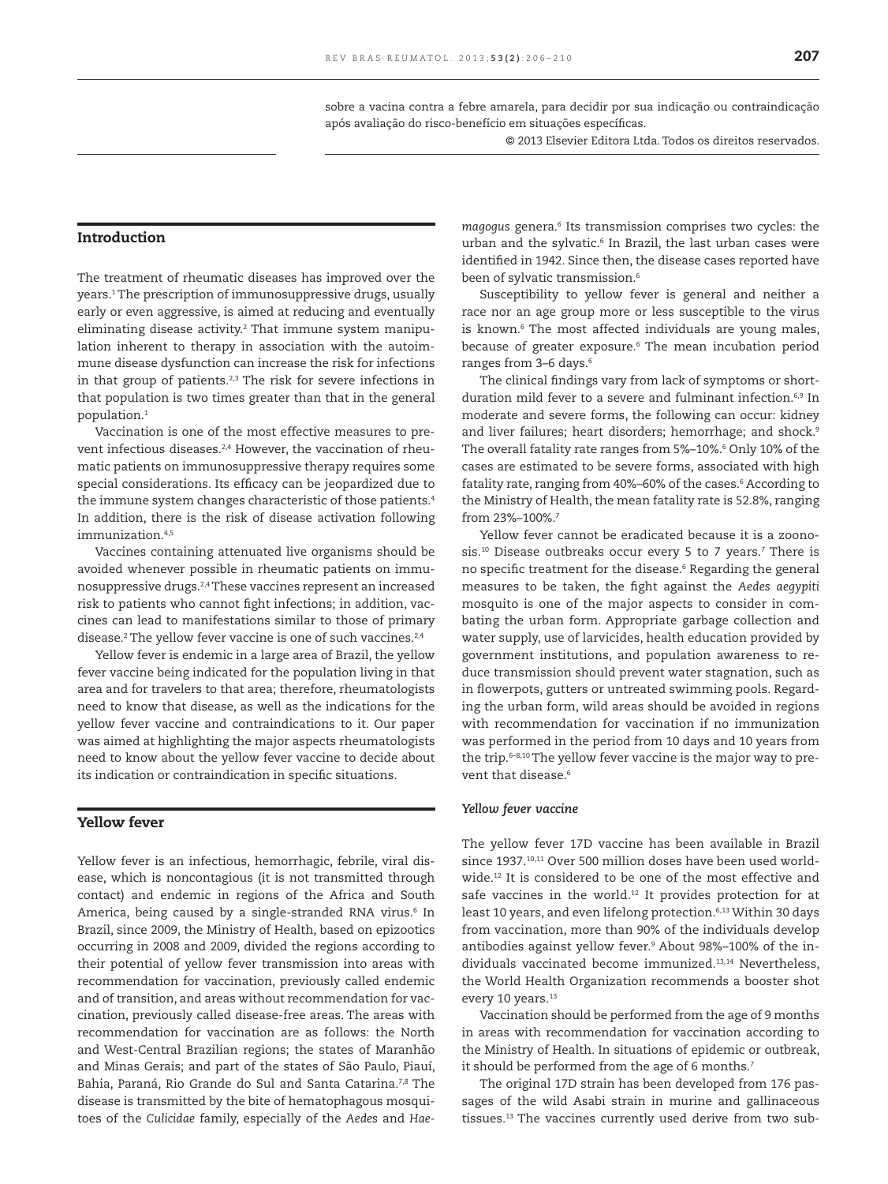sobre a vacina contra a febre amarela, para decidir por sua indicação ou contraindicação após avaliação do risco-benefício em situações específicas.

© 2013 Elsevier Editora Ltda. Todos os direitos reservados.

## Introduction

The treatment of rheumatic diseases has improved over the years.[1] The prescription of immunosuppressive drugs, usually early or even aggressive, is aimed at reducing and eventually eliminating disease activity.[2] That immune system manipulation inherent to therapy in association with the autoimmune disease dysfunction can increase the risk for infections in that group of patients.[2,3] The risk for severe infections in that population is two times greater than that in the general population.[1]

Vaccination is one of the most effective measures to prevent infectious diseases.[2,4] However, the vaccination of rheumatic patients on immunosuppressive therapy requires some special considerations. Its efficacy can be jeopardized due to the immune system changes characteristic of those patients.[4] In addition, there is the risk of disease activation following immunization.[4,5]

Vaccines containing attenuated live organisms should be avoided whenever possible in rheumatic patients on immunosuppressive drugs.[2,4] These vaccines represent an increased risk to patients who cannot fight infections; in addition, vaccines can lead to manifestations similar to those of primary disease.[2] The yellow fever vaccine is one of such vaccines.[2,4]

Yellow fever is endemic in a large area of Brazil, the yellow fever vaccine being indicated for the population living in that area and for travelers to that area; therefore, rheumatologists need to know that disease, as well as the indications for the yellow fever vaccine and contraindications to it. Our paper was aimed at highlighting the major aspects rheumatologists need to know about the yellow fever vaccine to decide about its indication or contraindication in specific situations.

## Yellow fever

Yellow fever is an infectious, hemorrhagic, febrile, viral disease, which is noncontagious (it is not transmitted through contact) and endemic in regions of the Africa and South America, being caused by a single-stranded RNA virus.[6] In Brazil, since 2009, the Ministry of Health, based on epizootics occurring in 2008 and 2009, divided the regions according to their potential of yellow fever transmission into areas with recommendation for vaccination, previously called endemic and of transition, and areas without recommendation for vaccination, previously called disease-free areas. The areas with recommendation for vaccination are as follows: the North and West-Central Brazilian regions; the states of Maranhão and Minas Gerais; and part of the states of São Paulo, Piauí, Bahia, Paraná, Rio Grande do Sul and Santa Catarina.[7,8] The disease is transmitted by the bite of hematophagous mosquitoes of the *Culicidae* family, especially of the *Aedes* and *Haemagogus* genera.[6] Its transmission comprises two cycles: the urban and the sylvatic.[6] In Brazil, the last urban cases were identified in 1942. Since then, the disease cases reported have been of sylvatic transmission.[6]

Susceptibility to yellow fever is general and neither a race nor an age group more or less susceptible to the virus is known.[6] The most affected individuals are young males, because of greater exposure.[6] The mean incubation period ranges from 3–6 days.[6]

The clinical findings vary from lack of symptoms or short-duration mild fever to a severe and fulminant infection.[6,9] In moderate and severe forms, the following can occur: kidney and liver failures; heart disorders; hemorrhage; and shock.[9] The overall fatality rate ranges from 5%–10%.[6] Only 10% of the cases are estimated to be severe forms, associated with high fatality rate, ranging from 40%–60% of the cases.[6] According to the Ministry of Health, the mean fatality rate is 52.8%, ranging from 23%–100%.[7]

Yellow fever cannot be eradicated because it is a zoonosis.[10] Disease outbreaks occur every 5 to 7 years.[7] There is no specific treatment for the disease.[6] Regarding the general measures to be taken, the fight against the *Aedes aegypiti* mosquito is one of the major aspects to consider in combating the urban form. Appropriate garbage collection and water supply, use of larvicides, health education provided by government institutions, and population awareness to reduce transmission should prevent water stagnation, such as in flowerpots, gutters or untreated swimming pools. Regarding the urban form, wild areas should be avoided in regions with recommendation for vaccination if no immunization was performed in the period from 10 days and 10 years from the trip.[6–8,10] The yellow fever vaccine is the major way to prevent that disease.[6]

### Yellow fever vaccine

The yellow fever 17D vaccine has been available in Brazil since 1937.[10,11] Over 500 million doses have been used worldwide.[12] It is considered to be one of the most effective and safe vaccines in the world.[12] It provides protection for at least 10 years, and even lifelong protection.[6,13] Within 30 days from vaccination, more than 90% of the individuals develop antibodies against yellow fever.[9] About 98%–100% of the individuals vaccinated become immunized.[13,14] Nevertheless, the World Health Organization recommends a booster shot every 10 years.[13]

Vaccination should be performed from the age of 9 months in areas with recommendation for vaccination according to the Ministry of Health. In situations of epidemic or outbreak, it should be performed from the age of 6 months.[7]

The original 17D strain has been developed from 176 passages of the wild Asabi strain in murine and gallinaceous tissues.[13] The vaccines currently used derive from two sub-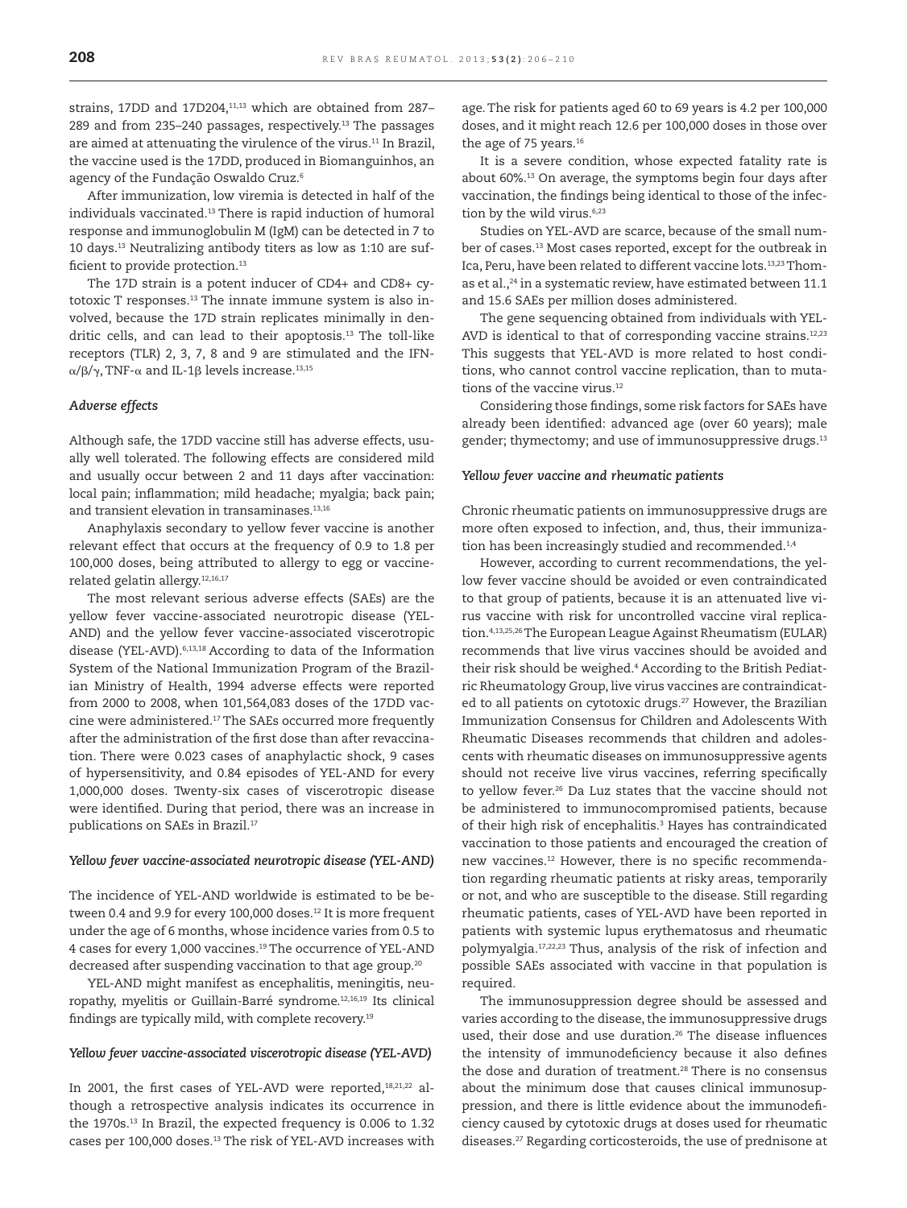strains, 17DD and 17D204,[11,13] which are obtained from 287–289 and from 235–240 passages, respectively.[13] The passages are aimed at attenuating the virulence of the virus.[11] In Brazil, the vaccine used is the 17DD, produced in Biomanguinhos, an agency of the Fundação Oswaldo Cruz.[6]

After immunization, low viremia is detected in half of the individuals vaccinated.[13] There is rapid induction of humoral response and immunoglobulin M (IgM) can be detected in 7 to 10 days.[13] Neutralizing antibody titers as low as 1:10 are sufficient to provide protection.[13]

The 17D strain is a potent inducer of CD4+ and CD8+ cytotoxic T responses.[13] The innate immune system is also involved, because the 17D strain replicates minimally in dendritic cells, and can lead to their apoptosis.[13] The toll-like receptors (TLR) 2, 3, 7, 8 and 9 are stimulated and the IFN-$\alpha/\beta/\gamma$, TNF-$\alpha$ and IL-1$\beta$ levels increase.[13,15]

### *Adverse effects*

Although safe, the 17DD vaccine still has adverse effects, usually well tolerated. The following effects are considered mild and usually occur between 2 and 11 days after vaccination: local pain; inflammation; mild headache; myalgia; back pain; and transient elevation in transaminases.[13,16]

Anaphylaxis secondary to yellow fever vaccine is another relevant effect that occurs at the frequency of 0.9 to 1.8 per 100,000 doses, being attributed to allergy to egg or vaccine-related gelatin allergy.[12,16,17]

The most relevant serious adverse effects (SAEs) are the yellow fever vaccine-associated neurotropic disease (YEL-AND) and the yellow fever vaccine-associated viscerotropic disease (YEL-AVD).[6,13,18] According to data of the Information System of the National Immunization Program of the Brazilian Ministry of Health, 1994 adverse effects were reported from 2000 to 2008, when 101,564,083 doses of the 17DD vaccine were administered.[17] The SAEs occurred more frequently after the administration of the first dose than after revaccination. There were 0.023 cases of anaphylactic shock, 9 cases of hypersensitivity, and 0.84 episodes of YEL-AND for every 1,000,000 doses. Twenty-six cases of viscerotropic disease were identified. During that period, there was an increase in publications on SAEs in Brazil.[17]

### *Yellow fever vaccine-associated neurotropic disease (YEL-AND)*

The incidence of YEL-AND worldwide is estimated to be between 0.4 and 9.9 for every 100,000 doses.[12] It is more frequent under the age of 6 months, whose incidence varies from 0.5 to 4 cases for every 1,000 vaccines.[19] The occurrence of YEL-AND decreased after suspending vaccination to that age group.[20]

YEL-AND might manifest as encephalitis, meningitis, neuropathy, myelitis or Guillain-Barré syndrome.[12,16,19] Its clinical findings are typically mild, with complete recovery.[19]

### *Yellow fever vaccine-associated viscerotropic disease (YEL-AVD)*

In 2001, the first cases of YEL-AVD were reported,[18,21,22] although a retrospective analysis indicates its occurrence in the 1970s.[13] In Brazil, the expected frequency is 0.006 to 1.32 cases per 100,000 doses.[13] The risk of YEL-AVD increases with age. The risk for patients aged 60 to 69 years is 4.2 per 100,000 doses, and it might reach 12.6 per 100,000 doses in those over the age of 75 years.[16]

It is a severe condition, whose expected fatality rate is about 60%.[13] On average, the symptoms begin four days after vaccination, the findings being identical to those of the infection by the wild virus.[6,23]

Studies on YEL-AVD are scarce, because of the small number of cases.[13] Most cases reported, except for the outbreak in Ica, Peru, have been related to different vaccine lots.[13,23] Thomas et al.,[24] in a systematic review, have estimated between 11.1 and 15.6 SAEs per million doses administered.

The gene sequencing obtained from individuals with YEL-AVD is identical to that of corresponding vaccine strains.[12,23] This suggests that YEL-AVD is more related to host conditions, who cannot control vaccine replication, than to mutations of the vaccine virus.[12]

Considering those findings, some risk factors for SAEs have already been identified: advanced age (over 60 years); male gender; thymectomy; and use of immunosuppressive drugs.[13]

### *Yellow fever vaccine and rheumatic patients*

Chronic rheumatic patients on immunosuppressive drugs are more often exposed to infection, and, thus, their immunization has been increasingly studied and recommended.[1,4]

However, according to current recommendations, the yellow fever vaccine should be avoided or even contraindicated to that group of patients, because it is an attenuated live virus vaccine with risk for uncontrolled vaccine viral replication.[4,13,25,26] The European League Against Rheumatism (EULAR) recommends that live virus vaccines should be avoided and their risk should be weighed.[4] According to the British Pediatric Rheumatology Group, live virus vaccines are contraindicated to all patients on cytotoxic drugs.[27] However, the Brazilian Immunization Consensus for Children and Adolescents With Rheumatic Diseases recommends that children and adolescents with rheumatic diseases on immunosuppressive agents should not receive live virus vaccines, referring specifically to yellow fever.[26] Da Luz states that the vaccine should not be administered to immunocompromised patients, because of their high risk of encephalitis.[3] Hayes has contraindicated vaccination to those patients and encouraged the creation of new vaccines.[12] However, there is no specific recommendation regarding rheumatic patients at risky areas, temporarily or not, and who are susceptible to the disease. Still regarding rheumatic patients, cases of YEL-AVD have been reported in patients with systemic lupus erythematosus and rheumatic polymyalgia.[17,22,23] Thus, analysis of the risk of infection and possible SAEs associated with vaccine in that population is required.

The immunosuppression degree should be assessed and varies according to the disease, the immunosuppressive drugs used, their dose and use duration.[26] The disease influences the intensity of immunodeficiency because it also defines the dose and duration of treatment.[28] There is no consensus about the minimum dose that causes clinical immunosuppression, and there is little evidence about the immunodeficiency caused by cytotoxic drugs at doses used for rheumatic diseases.[27] Regarding corticosteroids, the use of prednisone at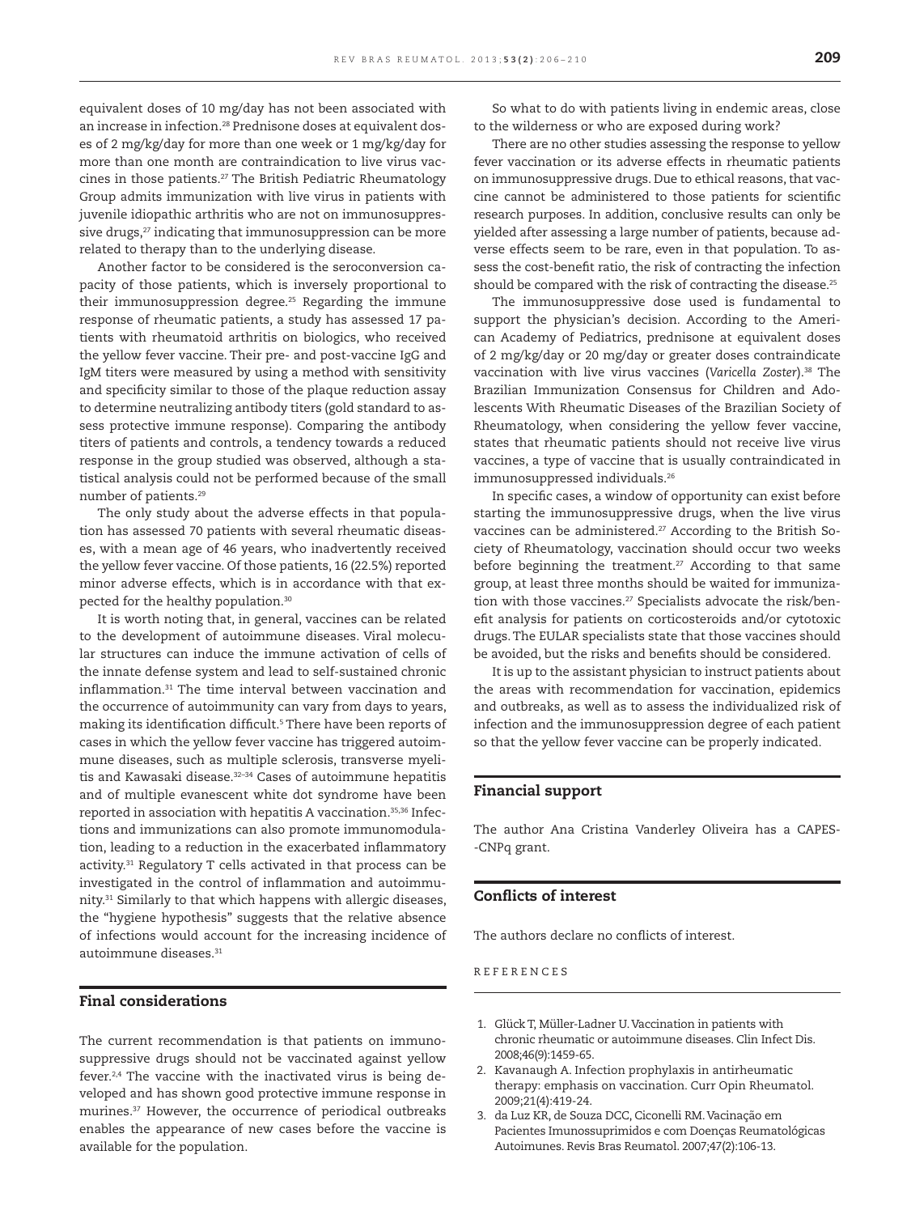equivalent doses of 10 mg/day has not been associated with an increase in infection.[28] Prednisone doses at equivalent doses of 2 mg/kg/day for more than one week or 1 mg/kg/day for more than one month are contraindication to live virus vaccines in those patients.[27] The British Pediatric Rheumatology Group admits immunization with live virus in patients with juvenile idiopathic arthritis who are not on immunosuppressive drugs,[27] indicating that immunosuppression can be more related to therapy than to the underlying disease.

Another factor to be considered is the seroconversion capacity of those patients, which is inversely proportional to their immunosuppression degree.[25] Regarding the immune response of rheumatic patients, a study has assessed 17 patients with rheumatoid arthritis on biologics, who received the yellow fever vaccine. Their pre- and post-vaccine IgG and IgM titers were measured by using a method with sensitivity and specificity similar to those of the plaque reduction assay to determine neutralizing antibody titers (gold standard to assess protective immune response). Comparing the antibody titers of patients and controls, a tendency towards a reduced response in the group studied was observed, although a statistical analysis could not be performed because of the small number of patients.[29]

The only study about the adverse effects in that population has assessed 70 patients with several rheumatic diseases, with a mean age of 46 years, who inadvertently received the yellow fever vaccine. Of those patients, 16 (22.5%) reported minor adverse effects, which is in accordance with that expected for the healthy population.[30]

It is worth noting that, in general, vaccines can be related to the development of autoimmune diseases. Viral molecular structures can induce the immune activation of cells of the innate defense system and lead to self-sustained chronic inflammation.[31] The time interval between vaccination and the occurrence of autoimmunity can vary from days to years, making its identification difficult.[5] There have been reports of cases in which the yellow fever vaccine has triggered autoimmune diseases, such as multiple sclerosis, transverse myelitis and Kawasaki disease.[32–34] Cases of autoimmune hepatitis and of multiple evanescent white dot syndrome have been reported in association with hepatitis A vaccination.[35,36] Infections and immunizations can also promote immunomodulation, leading to a reduction in the exacerbated inflammatory activity.[31] Regulatory T cells activated in that process can be investigated in the control of inflammation and autoimmunity.[31] Similarly to that which happens with allergic diseases, the "hygiene hypothesis" suggests that the relative absence of infections would account for the increasing incidence of autoimmune diseases.[31]

## Final considerations

The current recommendation is that patients on immunosuppressive drugs should not be vaccinated against yellow fever.[2,4] The vaccine with the inactivated virus is being developed and has shown good protective immune response in murines.[37] However, the occurrence of periodical outbreaks enables the appearance of new cases before the vaccine is available for the population.

So what to do with patients living in endemic areas, close to the wilderness or who are exposed during work?

There are no other studies assessing the response to yellow fever vaccination or its adverse effects in rheumatic patients on immunosuppressive drugs. Due to ethical reasons, that vaccine cannot be administered to those patients for scientific research purposes. In addition, conclusive results can only be yielded after assessing a large number of patients, because adverse effects seem to be rare, even in that population. To assess the cost-benefit ratio, the risk of contracting the infection should be compared with the risk of contracting the disease.[25]

The immunosuppressive dose used is fundamental to support the physician's decision. According to the American Academy of Pediatrics, prednisone at equivalent doses of 2 mg/kg/day or 20 mg/day or greater doses contraindicate vaccination with live virus vaccines (*Varicella Zoster*).[38] The Brazilian Immunization Consensus for Children and Adolescents With Rheumatic Diseases of the Brazilian Society of Rheumatology, when considering the yellow fever vaccine, states that rheumatic patients should not receive live virus vaccines, a type of vaccine that is usually contraindicated in immunosuppressed individuals.[26]

In specific cases, a window of opportunity can exist before starting the immunosuppressive drugs, when the live virus vaccines can be administered.[27] According to the British Society of Rheumatology, vaccination should occur two weeks before beginning the treatment.[27] According to that same group, at least three months should be waited for immunization with those vaccines.[27] Specialists advocate the risk/benefit analysis for patients on corticosteroids and/or cytotoxic drugs. The EULAR specialists state that those vaccines should be avoided, but the risks and benefits should be considered.

It is up to the assistant physician to instruct patients about the areas with recommendation for vaccination, epidemics and outbreaks, as well as to assess the individualized risk of infection and the immunosuppression degree of each patient so that the yellow fever vaccine can be properly indicated.

## Financial support

The author Ana Cristina Vanderley Oliveira has a CAPES-CNPq grant.

## Conflicts of interest

The authors declare no conflicts of interest.

## REFERENCES

1. Glück T, Müller-Ladner U. Vaccination in patients with chronic rheumatic or autoimmune diseases. Clin Infect Dis. 2008;46(9):1459-65.
2. Kavanaugh A. Infection prophylaxis in antirheumatic therapy: emphasis on vaccination. Curr Opin Rheumatol. 2009;21(4):419-24.
3. da Luz KR, de Souza DCC, Ciconelli RM. Vacinação em Pacientes Imunossuprimidos e com Doenças Reumatológicas Autoimunes. Revis Bras Reumatol. 2007;47(2):106-13.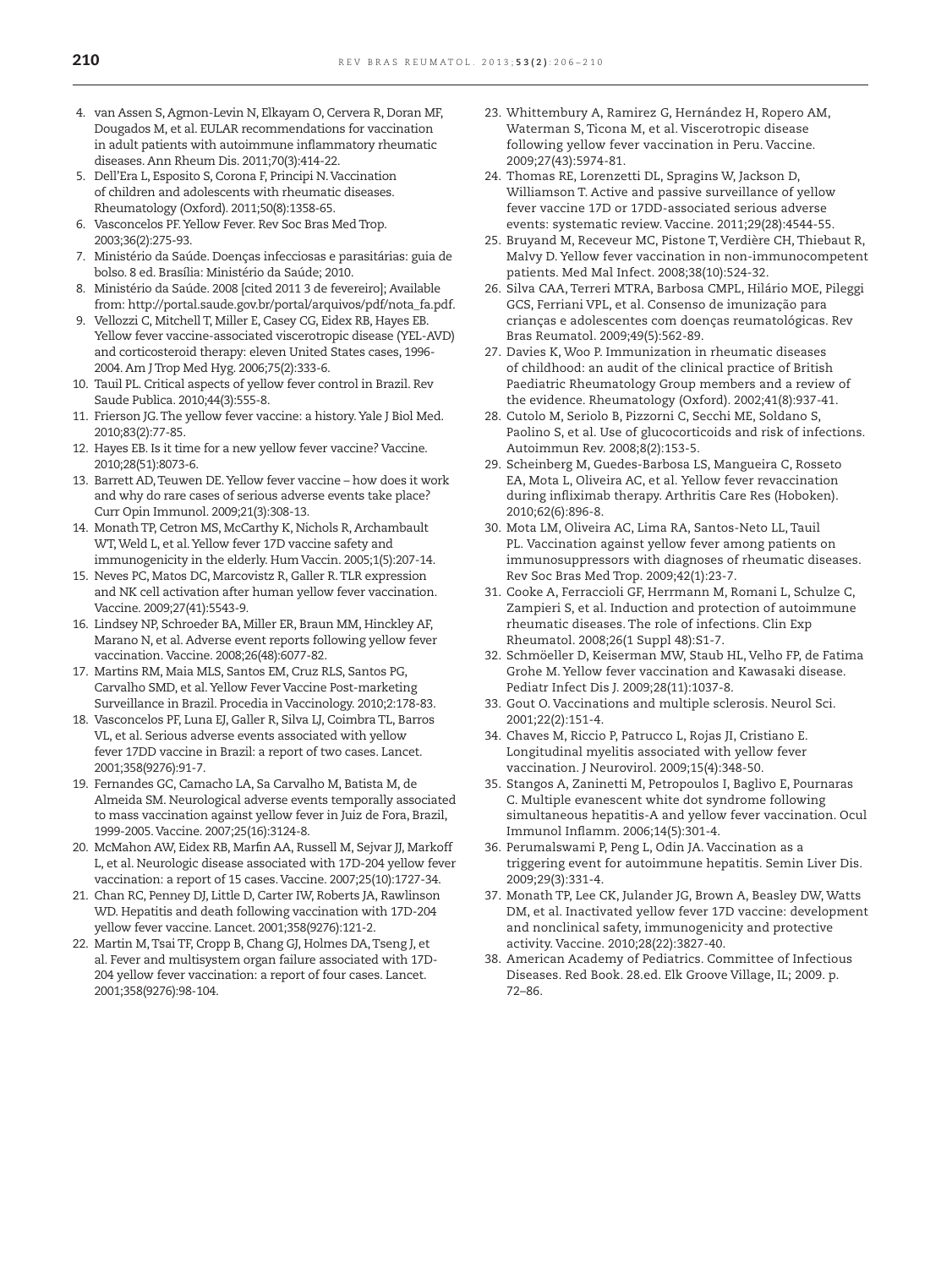4. van Assen S, Agmon-Levin N, Elkayam O, Cervera R, Doran MF, Dougados M, et al. EULAR recommendations for vaccination in adult patients with autoimmune inflammatory rheumatic diseases. Ann Rheum Dis. 2011;70(3):414-22.
5. Dell'Era L, Esposito S, Corona F, Principi N. Vaccination of children and adolescents with rheumatic diseases. Rheumatology (Oxford). 2011;50(8):1358-65.
6. Vasconcelos PF. Yellow Fever. Rev Soc Bras Med Trop. 2003;36(2):275-93.
7. Ministério da Saúde. Doenças infecciosas e parasitárias: guia de bolso. 8 ed. Brasília: Ministério da Saúde; 2010.
8. Ministério da Saúde. 2008 [cited 2011 3 de fevereiro]; Available from: http://portal.saude.gov.br/portal/arquivos/pdf/nota_fa.pdf.
9. Vellozzi C, Mitchell T, Miller E, Casey CG, Eidex RB, Hayes EB. Yellow fever vaccine-associated viscerotropic disease (YEL-AVD) and corticosteroid therapy: eleven United States cases, 1996-2004. Am J Trop Med Hyg. 2006;75(2):333-6.
10. Tauil PL. Critical aspects of yellow fever control in Brazil. Rev Saude Publica. 2010;44(3):555-8.
11. Frierson JG. The yellow fever vaccine: a history. Yale J Biol Med. 2010;83(2):77-85.
12. Hayes EB. Is it time for a new yellow fever vaccine? Vaccine. 2010;28(51):8073-6.
13. Barrett AD, Teuwen DE. Yellow fever vaccine – how does it work and why do rare cases of serious adverse events take place? Curr Opin Immunol. 2009;21(3):308-13.
14. Monath TP, Cetron MS, McCarthy K, Nichols R, Archambault WT, Weld L, et al. Yellow fever 17D vaccine safety and immunogenicity in the elderly. Hum Vaccin. 2005;1(5):207-14.
15. Neves PC, Matos DC, Marcovistz R, Galler R. TLR expression and NK cell activation after human yellow fever vaccination. Vaccine. 2009;27(41):5543-9.
16. Lindsey NP, Schroeder BA, Miller ER, Braun MM, Hinckley AF, Marano N, et al. Adverse event reports following yellow fever vaccination. Vaccine. 2008;26(48):6077-82.
17. Martins RM, Maia MLS, Santos EM, Cruz RLS, Santos PG, Carvalho SMD, et al. Yellow Fever Vaccine Post-marketing Surveillance in Brazil. Procedia in Vaccinology. 2010;2:178-83.
18. Vasconcelos PF, Luna EJ, Galler R, Silva LJ, Coimbra TL, Barros VL, et al. Serious adverse events associated with yellow fever 17DD vaccine in Brazil: a report of two cases. Lancet. 2001;358(9276):91-7.
19. Fernandes GC, Camacho LA, Sa Carvalho M, Batista M, de Almeida SM. Neurological adverse events temporally associated to mass vaccination against yellow fever in Juiz de Fora, Brazil, 1999-2005. Vaccine. 2007;25(16):3124-8.
20. McMahon AW, Eidex RB, Marfin AA, Russell M, Sejvar JJ, Markoff L, et al. Neurologic disease associated with 17D-204 yellow fever vaccination: a report of 15 cases. Vaccine. 2007;25(10):1727-34.
21. Chan RC, Penney DJ, Little D, Carter IW, Roberts JA, Rawlinson WD. Hepatitis and death following vaccination with 17D-204 yellow fever vaccine. Lancet. 2001;358(9276):121-2.
22. Martin M, Tsai TF, Cropp B, Chang GJ, Holmes DA, Tseng J, et al. Fever and multisystem organ failure associated with 17D-204 yellow fever vaccination: a report of four cases. Lancet. 2001;358(9276):98-104.
23. Whittembury A, Ramirez G, Hernández H, Ropero AM, Waterman S, Ticona M, et al. Viscerotropic disease following yellow fever vaccination in Peru. Vaccine. 2009;27(43):5974-81.
24. Thomas RE, Lorenzetti DL, Spragins W, Jackson D, Williamson T. Active and passive surveillance of yellow fever vaccine 17D or 17DD-associated serious adverse events: systematic review. Vaccine. 2011;29(28):4544-55.
25. Bruyand M, Receveur MC, Pistone T, Verdière CH, Thiebaut R, Malvy D. Yellow fever vaccination in non-immunocompetent patients. Med Mal Infect. 2008;38(10):524-32.
26. Silva CAA, Terreri MTRA, Barbosa CMPL, Hilário MOE, Pileggi GCS, Ferriani VPL, et al. Consenso de imunização para crianças e adolescentes com doenças reumatológicas. Rev Bras Reumatol. 2009;49(5):562-89.
27. Davies K, Woo P. Immunization in rheumatic diseases of childhood: an audit of the clinical practice of British Paediatric Rheumatology Group members and a review of the evidence. Rheumatology (Oxford). 2002;41(8):937-41.
28. Cutolo M, Seriolo B, Pizzorni C, Secchi ME, Soldano S, Paolino S, et al. Use of glucocorticoids and risk of infections. Autoimmun Rev. 2008;8(2):153-5.
29. Scheinberg M, Guedes-Barbosa LS, Mangueira C, Rosseto EA, Mota L, Oliveira AC, et al. Yellow fever revaccination during infliximab therapy. Arthritis Care Res (Hoboken). 2010;62(6):896-8.
30. Mota LM, Oliveira AC, Lima RA, Santos-Neto LL, Tauil PL. Vaccination against yellow fever among patients on immunosuppressors with diagnoses of rheumatic diseases. Rev Soc Bras Med Trop. 2009;42(1):23-7.
31. Cooke A, Ferraccioli GF, Herrmann M, Romani L, Schulze C, Zampieri S, et al. Induction and protection of autoimmune rheumatic diseases. The role of infections. Clin Exp Rheumatol. 2008;26(1 Suppl 48):S1-7.
32. Schmöeller D, Keiserman MW, Staub HL, Velho FP, de Fatima Grohe M. Yellow fever vaccination and Kawasaki disease. Pediatr Infect Dis J. 2009;28(11):1037-8.
33. Gout O. Vaccinations and multiple sclerosis. Neurol Sci. 2001;22(2):151-4.
34. Chaves M, Riccio P, Patrucco L, Rojas JI, Cristiano E. Longitudinal myelitis associated with yellow fever vaccination. J Neurovirol. 2009;15(4):348-50.
35. Stangos A, Zaninetti M, Petropoulos I, Baglivo E, Pournaras C. Multiple evanescent white dot syndrome following simultaneous hepatitis-A and yellow fever vaccination. Ocul Immunol Inflamm. 2006;14(5):301-4.
36. Perumalswami P, Peng L, Odin JA. Vaccination as a triggering event for autoimmune hepatitis. Semin Liver Dis. 2009;29(3):331-4.
37. Monath TP, Lee CK, Julander JG, Brown A, Beasley DW, Watts DM, et al. Inactivated yellow fever 17D vaccine: development and nonclinical safety, immunogenicity and protective activity. Vaccine. 2010;28(22):3827-40.
38. American Academy of Pediatrics. Committee of Infectious Diseases. Red Book. 28.ed. Elk Groove Village, IL; 2009. p. 72–86.